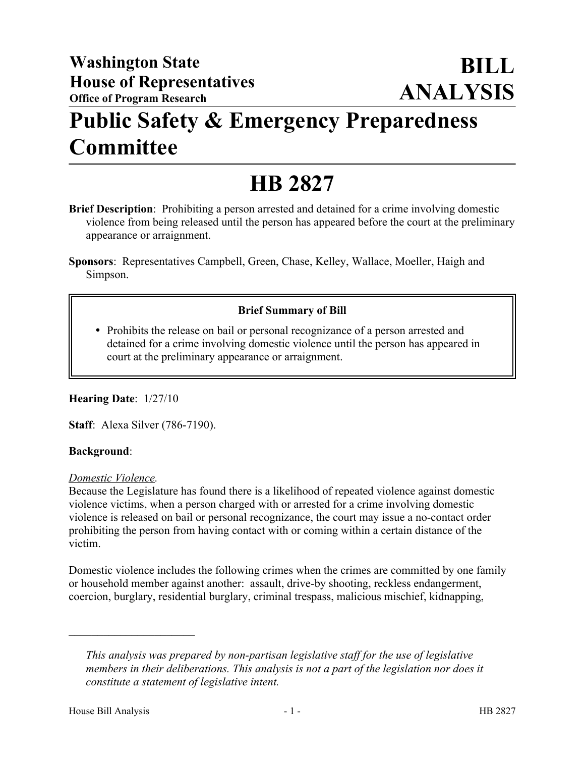**Washington State House of Representatives**
**Office of Program Research**

# BILL ANALYSIS

# Public Safety & Emergency Preparedness Committee

# HB 2827

**Brief Description**: Prohibiting a person arrested and detained for a crime involving domestic violence from being released until the person has appeared before the court at the preliminary appearance or arraignment.

**Sponsors**: Representatives Campbell, Green, Chase, Kelley, Wallace, Moeller, Haigh and Simpson.

> **Brief Summary of Bill**
>
> - Prohibits the release on bail or personal recognizance of a person arrested and detained for a crime involving domestic violence until the person has appeared in court at the preliminary appearance or arraignment.

**Hearing Date**: 1/27/10

**Staff**: Alexa Silver (786-7190).

**Background**:

*Domestic Violence.*

Because the Legislature has found there is a likelihood of repeated violence against domestic violence victims, when a person charged with or arrested for a crime involving domestic violence is released on bail or personal recognizance, the court may issue a no-contact order prohibiting the person from having contact with or coming within a certain distance of the victim.

Domestic violence includes the following crimes when the crimes are committed by one family or household member against another: assault, drive-by shooting, reckless endangerment, coercion, burglary, residential burglary, criminal trespass, malicious mischief, kidnapping,

---

*This analysis was prepared by non-partisan legislative staff for the use of legislative members in their deliberations. This analysis is not a part of the legislation nor does it constitute a statement of legislative intent.*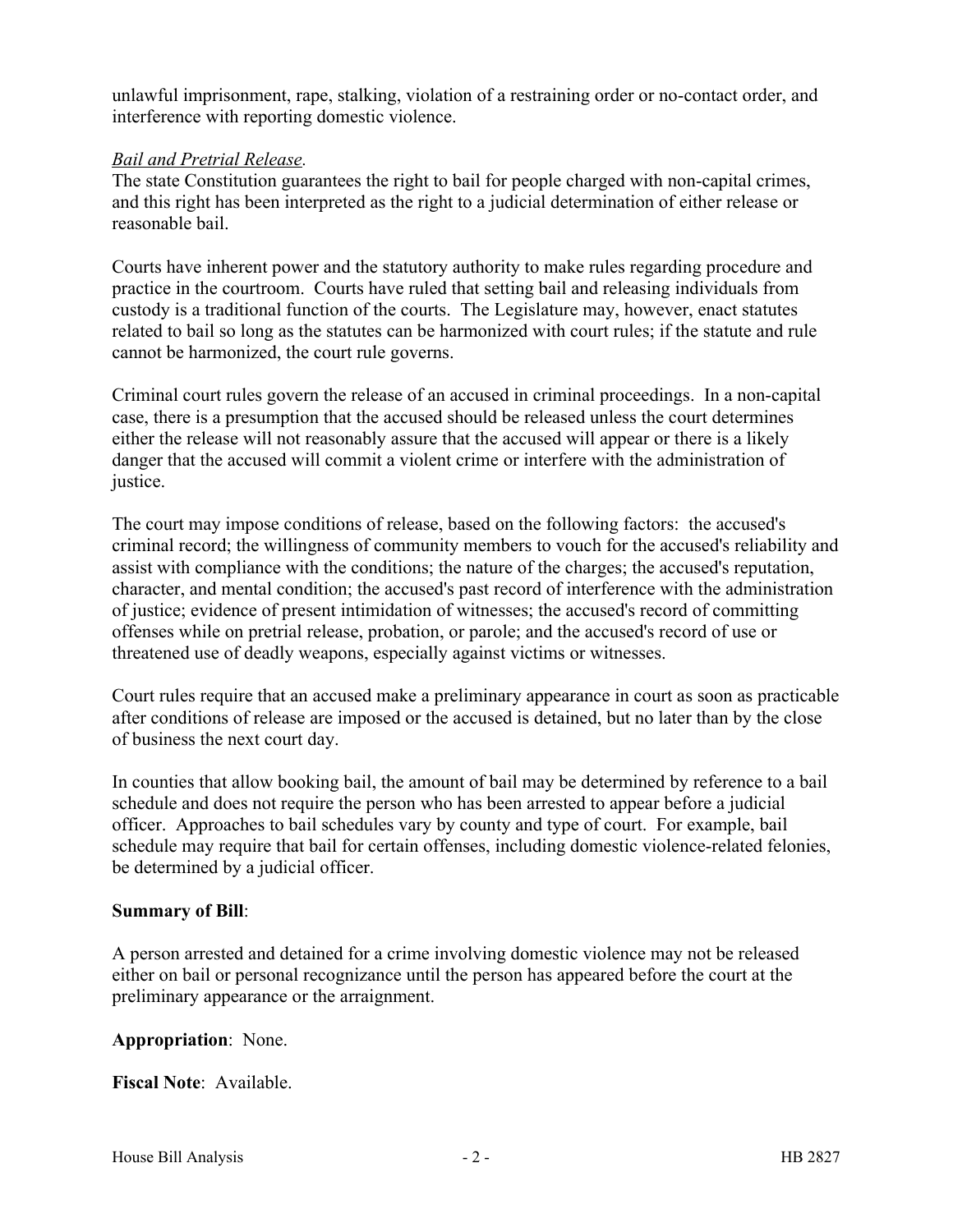unlawful imprisonment, rape, stalking, violation of a restraining order or no-contact order, and interference with reporting domestic violence.

*Bail and Pretrial Release.*

The state Constitution guarantees the right to bail for people charged with non-capital crimes, and this right has been interpreted as the right to a judicial determination of either release or reasonable bail.

Courts have inherent power and the statutory authority to make rules regarding procedure and practice in the courtroom. Courts have ruled that setting bail and releasing individuals from custody is a traditional function of the courts. The Legislature may, however, enact statutes related to bail so long as the statutes can be harmonized with court rules; if the statute and rule cannot be harmonized, the court rule governs.

Criminal court rules govern the release of an accused in criminal proceedings. In a non-capital case, there is a presumption that the accused should be released unless the court determines either the release will not reasonably assure that the accused will appear or there is a likely danger that the accused will commit a violent crime or interfere with the administration of justice.

The court may impose conditions of release, based on the following factors: the accused's criminal record; the willingness of community members to vouch for the accused's reliability and assist with compliance with the conditions; the nature of the charges; the accused's reputation, character, and mental condition; the accused's past record of interference with the administration of justice; evidence of present intimidation of witnesses; the accused's record of committing offenses while on pretrial release, probation, or parole; and the accused's record of use or threatened use of deadly weapons, especially against victims or witnesses.

Court rules require that an accused make a preliminary appearance in court as soon as practicable after conditions of release are imposed or the accused is detained, but no later than by the close of business the next court day.

In counties that allow booking bail, the amount of bail may be determined by reference to a bail schedule and does not require the person who has been arrested to appear before a judicial officer. Approaches to bail schedules vary by county and type of court. For example, bail schedule may require that bail for certain offenses, including domestic violence-related felonies, be determined by a judicial officer.

**Summary of Bill**:

A person arrested and detained for a crime involving domestic violence may not be released either on bail or personal recognizance until the person has appeared before the court at the preliminary appearance or the arraignment.

**Appropriation**: None.

**Fiscal Note**: Available.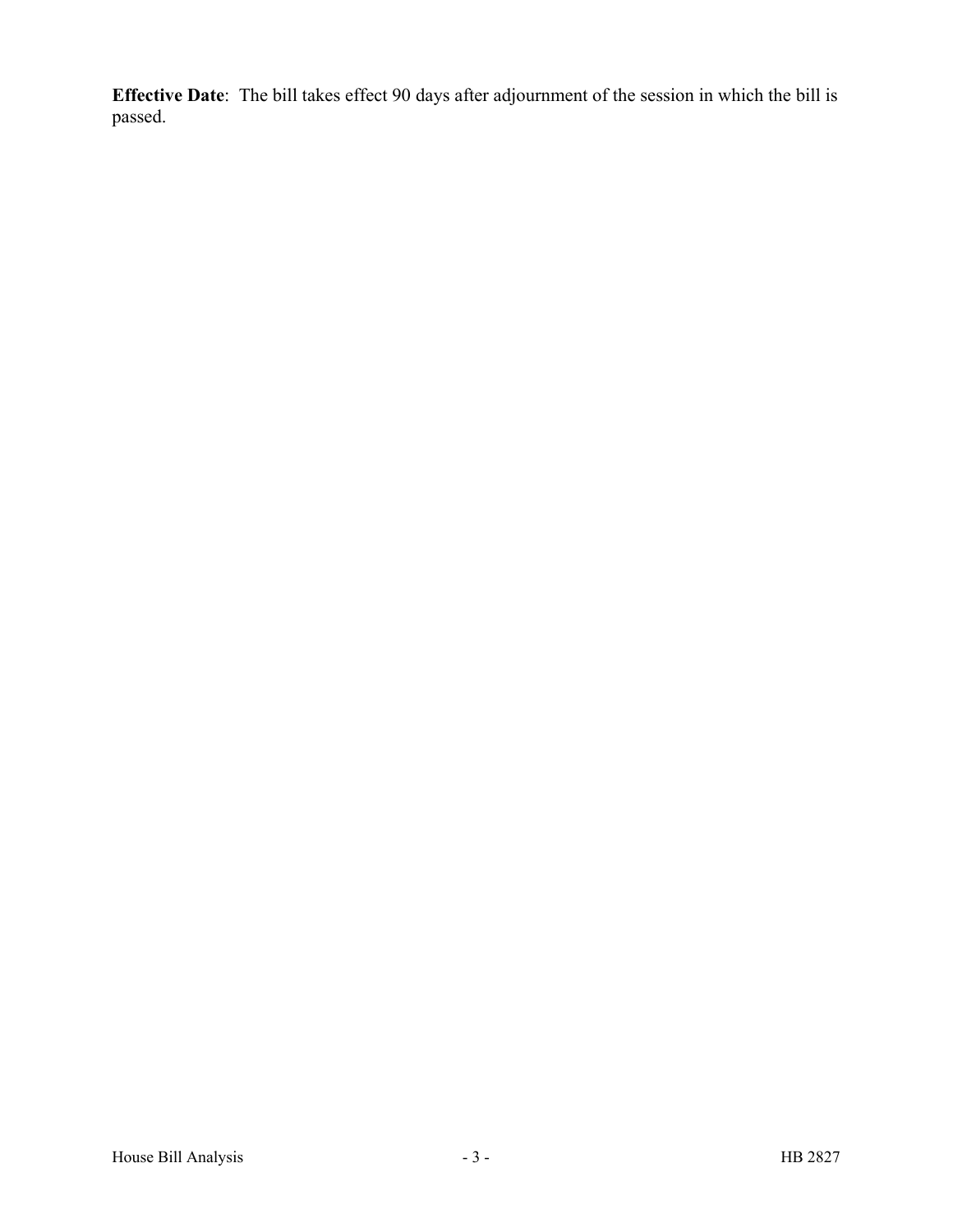**Effective Date**: The bill takes effect 90 days after adjournment of the session in which the bill is passed.